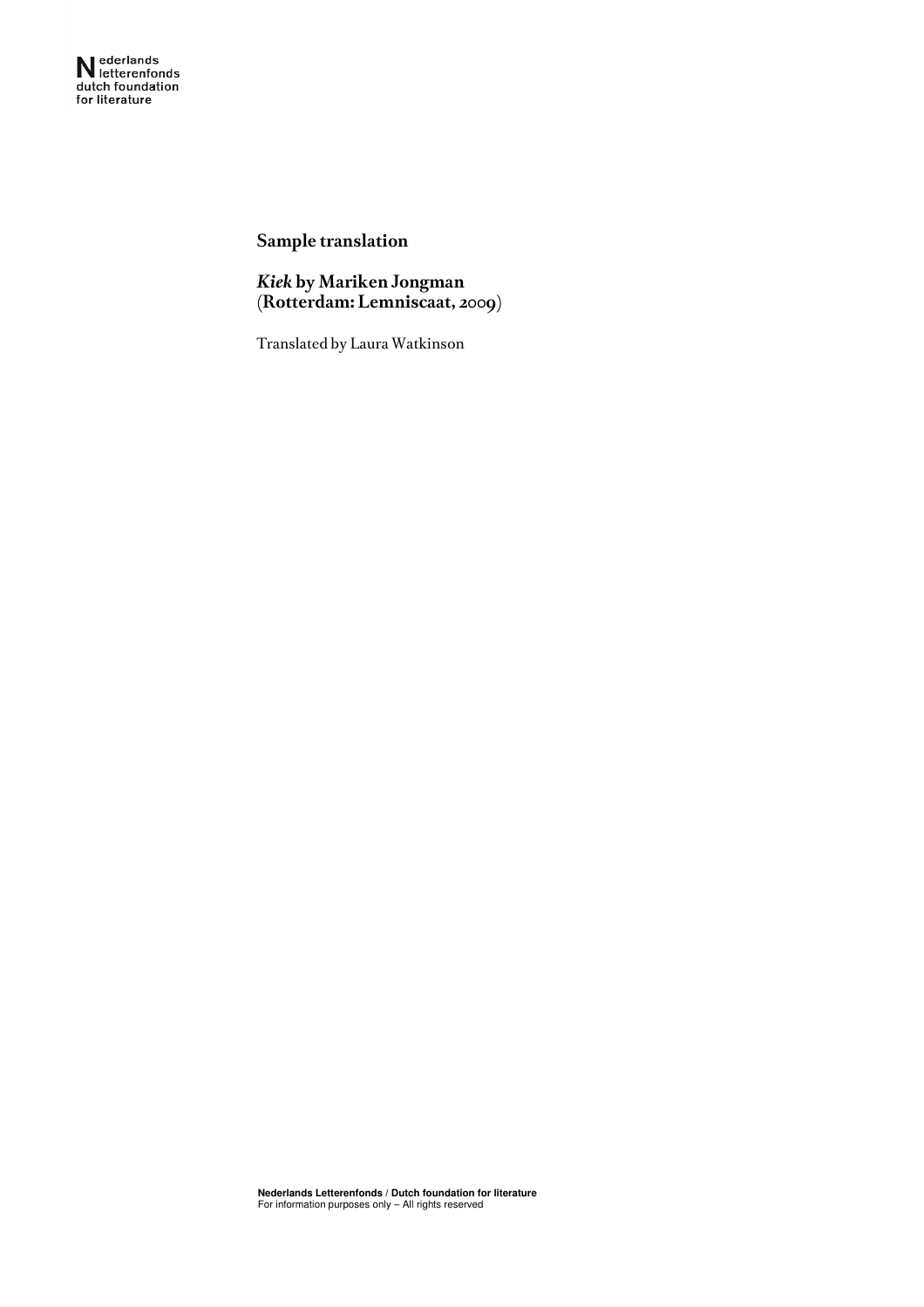**Sample translation**

***Kiek*** **by Mariken Jongman**
**(Rotterdam: Lemniscaat, 2009)**

Translated by Laura Watkinson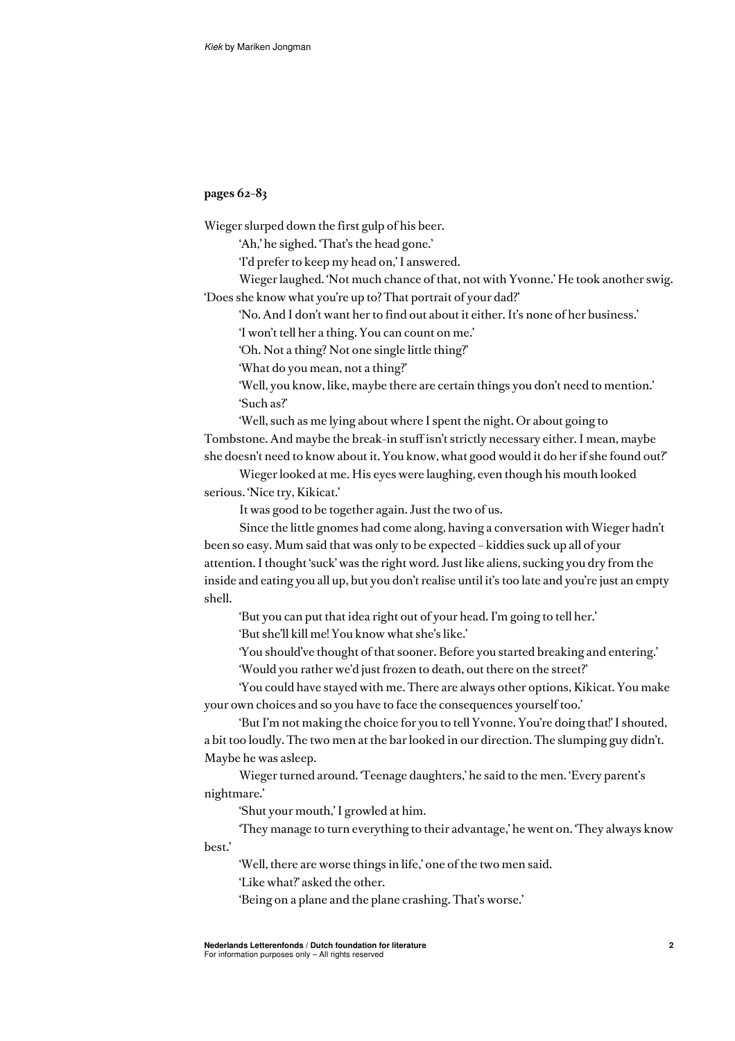**pages 62–83**

Wieger slurped down the first gulp of his beer.

'Ah,' he sighed. 'That's the head gone.'

'I'd prefer to keep my head on,' I answered.

Wieger laughed. 'Not much chance of that, not with Yvonne.' He took another swig. 'Does she know what you're up to? That portrait of your dad?'

'No. And I don't want her to find out about it either. It's none of her business.'

'I won't tell her a thing. You can count on me.'

'Oh. Not a thing? Not one single little thing?'

'What do you mean, not a thing?'

'Well, you know, like, maybe there are certain things you don't need to mention.'

'Such as?'

'Well, such as me lying about where I spent the night. Or about going to Tombstone. And maybe the break-in stuff isn't strictly necessary either. I mean, maybe she doesn't need to know about it. You know, what good would it do her if she found out?'

Wieger looked at me. His eyes were laughing, even though his mouth looked serious. 'Nice try, Kikicat.'

It was good to be together again. Just the two of us.

Since the little gnomes had come along, having a conversation with Wieger hadn't been so easy. Mum said that was only to be expected – kiddies suck up all of your attention. I thought 'suck' was the right word. Just like aliens, sucking you dry from the inside and eating you all up, but you don't realise until it's too late and you're just an empty shell.

'But you can put that idea right out of your head. I'm going to tell her.'

'But she'll kill me! You know what she's like.'

'You should've thought of that sooner. Before you started breaking and entering.'

'Would you rather we'd just frozen to death, out there on the street?'

'You could have stayed with me. There are always other options, Kikicat. You make your own choices and so you have to face the consequences yourself too.'

'But I'm not making the choice for you to tell Yvonne. You're doing that!' I shouted, a bit too loudly. The two men at the bar looked in our direction. The slumping guy didn't. Maybe he was asleep.

Wieger turned around. 'Teenage daughters,' he said to the men. 'Every parent's nightmare.'

'Shut your mouth,' I growled at him.

'They manage to turn everything to their advantage,' he went on. 'They always know best.'

'Well, there are worse things in life,' one of the two men said.

'Like what?' asked the other.

'Being on a plane and the plane crashing. That's worse.'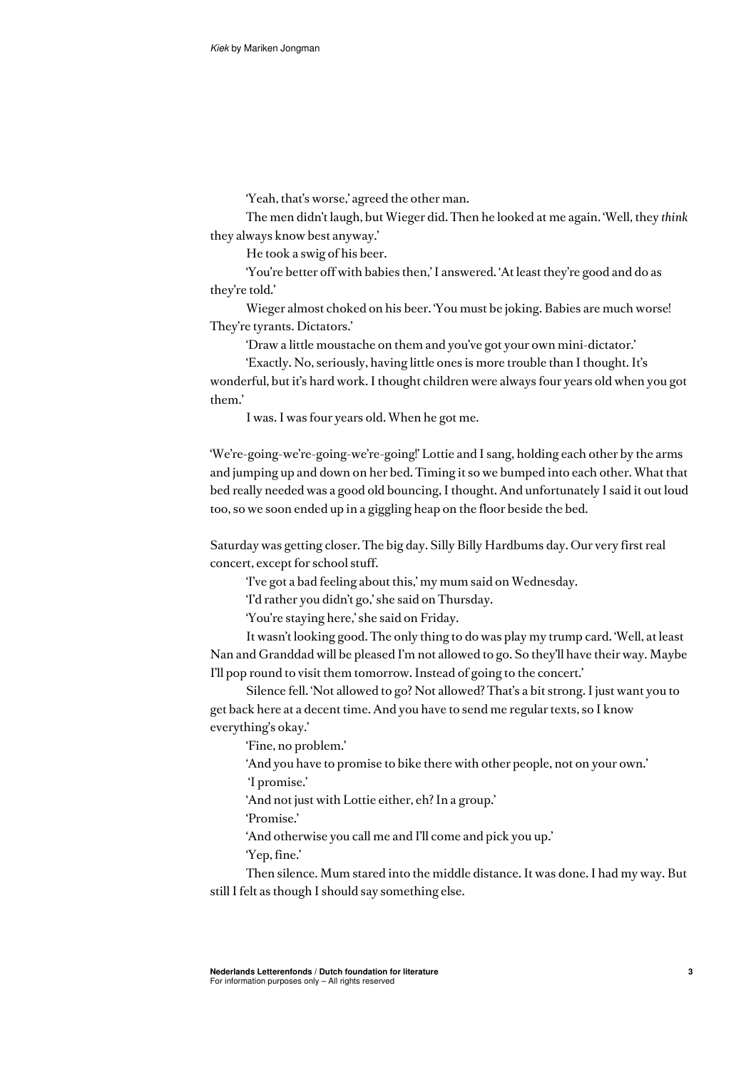'Yeah, that's worse,' agreed the other man.

The men didn't laugh, but Wieger did. Then he looked at me again. 'Well, they *think* they always know best anyway.'

He took a swig of his beer.

'You're better off with babies then,' I answered. 'At least they're good and do as they're told.'

Wieger almost choked on his beer. 'You must be joking. Babies are much worse! They're tyrants. Dictators.'

'Draw a little moustache on them and you've got your own mini-dictator.'

'Exactly. No, seriously, having little ones is more trouble than I thought. It's wonderful, but it's hard work. I thought children were always four years old when you got them.'

I was. I was four years old. When he got me.

'We're-going-we're-going-we're-going!' Lottie and I sang, holding each other by the arms and jumping up and down on her bed. Timing it so we bumped into each other. What that bed really needed was a good old bouncing, I thought. And unfortunately I said it out loud too, so we soon ended up in a giggling heap on the floor beside the bed.

Saturday was getting closer. The big day. Silly Billy Hardbums day. Our very first real concert, except for school stuff.

'I've got a bad feeling about this,' my mum said on Wednesday.

'I'd rather you didn't go,' she said on Thursday.

'You're staying here,' she said on Friday.

It wasn't looking good. The only thing to do was play my trump card. 'Well, at least Nan and Granddad will be pleased I'm not allowed to go. So they'll have their way. Maybe I'll pop round to visit them tomorrow. Instead of going to the concert.'

Silence fell. 'Not allowed to go? Not allowed? That's a bit strong. I just want you to get back here at a decent time. And you have to send me regular texts, so I know everything's okay.'

'Fine, no problem.'

'And you have to promise to bike there with other people, not on your own.'

'I promise.'

'And not just with Lottie either, eh? In a group.'

'Promise.'

'And otherwise you call me and I'll come and pick you up.'

'Yep, fine.'

Then silence. Mum stared into the middle distance. It was done. I had my way. But still I felt as though I should say something else.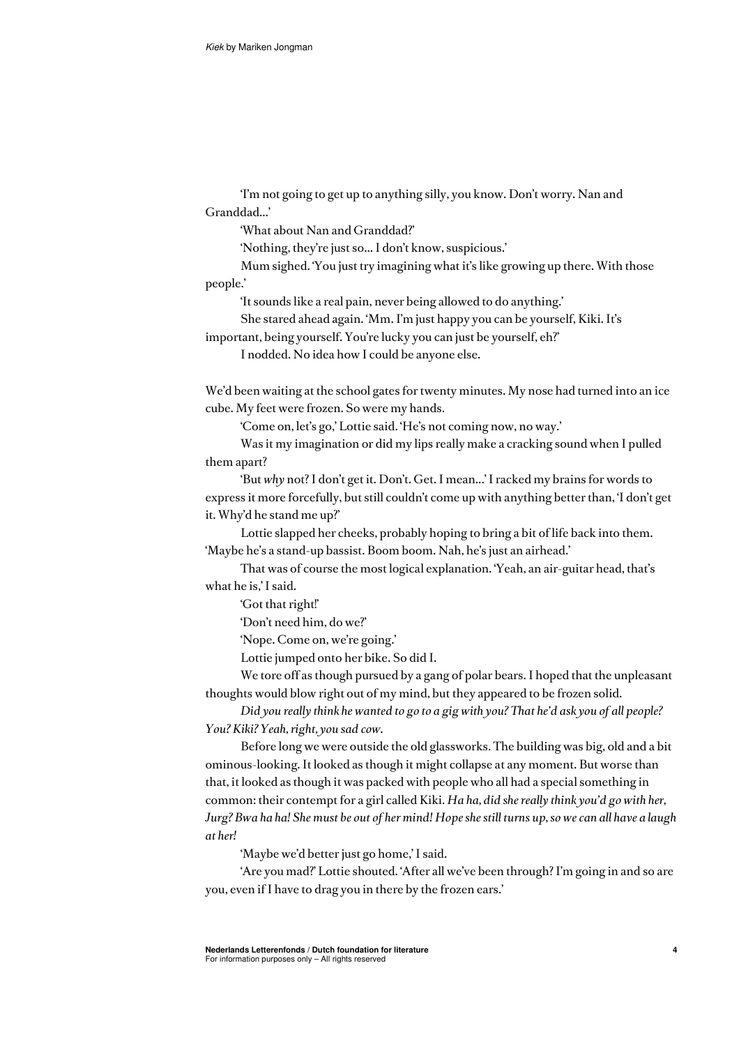'I'm not going to get up to anything silly, you know. Don't worry. Nan and Granddad...'

'What about Nan and Granddad?'

'Nothing, they're just so... I don't know, suspicious.'

Mum sighed. 'You just try imagining what it's like growing up there. With those people.'

'It sounds like a real pain, never being allowed to do anything.'

She stared ahead again. 'Mm. I'm just happy you can be yourself, Kiki. It's important, being yourself. You're lucky you can just be yourself, eh?'

I nodded. No idea how I could be anyone else.

We'd been waiting at the school gates for twenty minutes. My nose had turned into an ice cube. My feet were frozen. So were my hands.

'Come on, let's go,' Lottie said. 'He's not coming now, no way.'

Was it my imagination or did my lips really make a cracking sound when I pulled them apart?

'But *why* not? I don't get it. Don't. Get. I mean...' I racked my brains for words to express it more forcefully, but still couldn't come up with anything better than, 'I don't get it. Why'd he stand me up?'

Lottie slapped her cheeks, probably hoping to bring a bit of life back into them. 'Maybe he's a stand-up bassist. Boom boom. Nah, he's just an airhead.'

That was of course the most logical explanation. 'Yeah, an air-guitar head, that's what he is,' I said.

'Got that right!'

'Don't need him, do we?'

'Nope. Come on, we're going.'

Lottie jumped onto her bike. So did I.

We tore off as though pursued by a gang of polar bears. I hoped that the unpleasant thoughts would blow right out of my mind, but they appeared to be frozen solid.

*Did you really think he wanted to go to a gig with you? That he'd ask you of all people? You? Kiki? Yeah, right, you sad cow.*

Before long we were outside the old glassworks. The building was big, old and a bit ominous-looking. It looked as though it might collapse at any moment. But worse than that, it looked as though it was packed with people who all had a special something in common: their contempt for a girl called Kiki. *Ha ha, did she really think you'd go with her, Jurg? Bwa ha ha! She must be out of her mind! Hope she still turns up, so we can all have a laugh at her!*

'Maybe we'd better just go home,' I said.

'Are you mad?' Lottie shouted. 'After all we've been through? I'm going in and so are you, even if I have to drag you in there by the frozen ears.'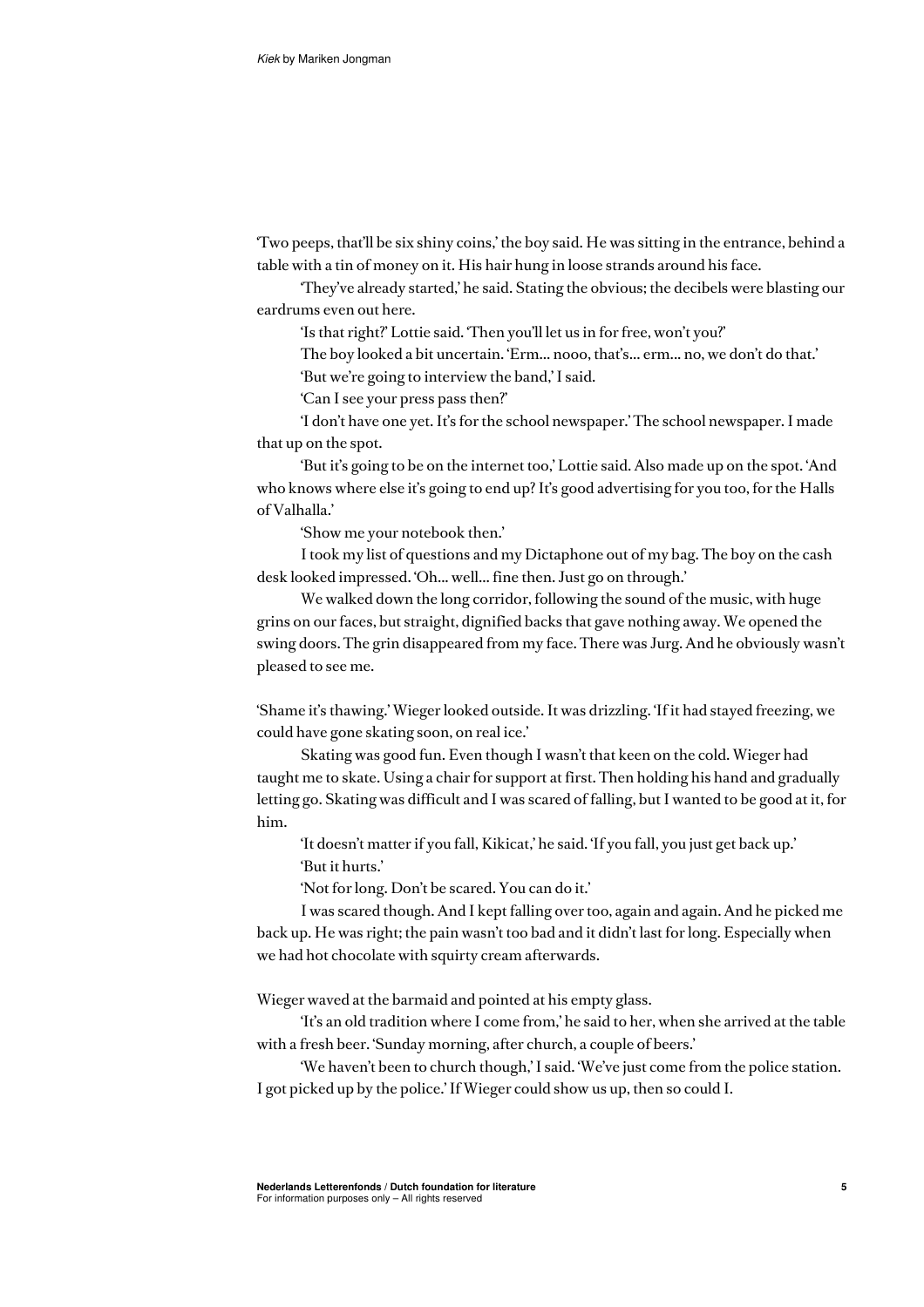'Two peeps, that'll be six shiny coins,' the boy said. He was sitting in the entrance, behind a table with a tin of money on it. His hair hung in loose strands around his face.

'They've already started,' he said. Stating the obvious; the decibels were blasting our eardrums even out here.

'Is that right?' Lottie said. 'Then you'll let us in for free, won't you?'

The boy looked a bit uncertain. 'Erm... nooo, that's... erm... no, we don't do that.'

'But we're going to interview the band,' I said.

'Can I see your press pass then?'

'I don't have one yet. It's for the school newspaper.' The school newspaper. I made that up on the spot.

'But it's going to be on the internet too,' Lottie said. Also made up on the spot. 'And who knows where else it's going to end up? It's good advertising for you too, for the Halls of Valhalla.'

'Show me your notebook then.'

I took my list of questions and my Dictaphone out of my bag. The boy on the cash desk looked impressed. 'Oh... well... fine then. Just go on through.'

We walked down the long corridor, following the sound of the music, with huge grins on our faces, but straight, dignified backs that gave nothing away. We opened the swing doors. The grin disappeared from my face. There was Jurg. And he obviously wasn't pleased to see me.

'Shame it's thawing.' Wieger looked outside. It was drizzling. 'If it had stayed freezing, we could have gone skating soon, on real ice.'

Skating was good fun. Even though I wasn't that keen on the cold. Wieger had taught me to skate. Using a chair for support at first. Then holding his hand and gradually letting go. Skating was difficult and I was scared of falling, but I wanted to be good at it, for him.

'It doesn't matter if you fall, Kikicat,' he said. 'If you fall, you just get back up.'

'But it hurts.'

'Not for long. Don't be scared. You can do it.'

I was scared though. And I kept falling over too, again and again. And he picked me back up. He was right; the pain wasn't too bad and it didn't last for long. Especially when we had hot chocolate with squirty cream afterwards.

Wieger waved at the barmaid and pointed at his empty glass.

'It's an old tradition where I come from,' he said to her, when she arrived at the table with a fresh beer. 'Sunday morning, after church, a couple of beers.'

'We haven't been to church though,' I said. 'We've just come from the police station. I got picked up by the police.' If Wieger could show us up, then so could I.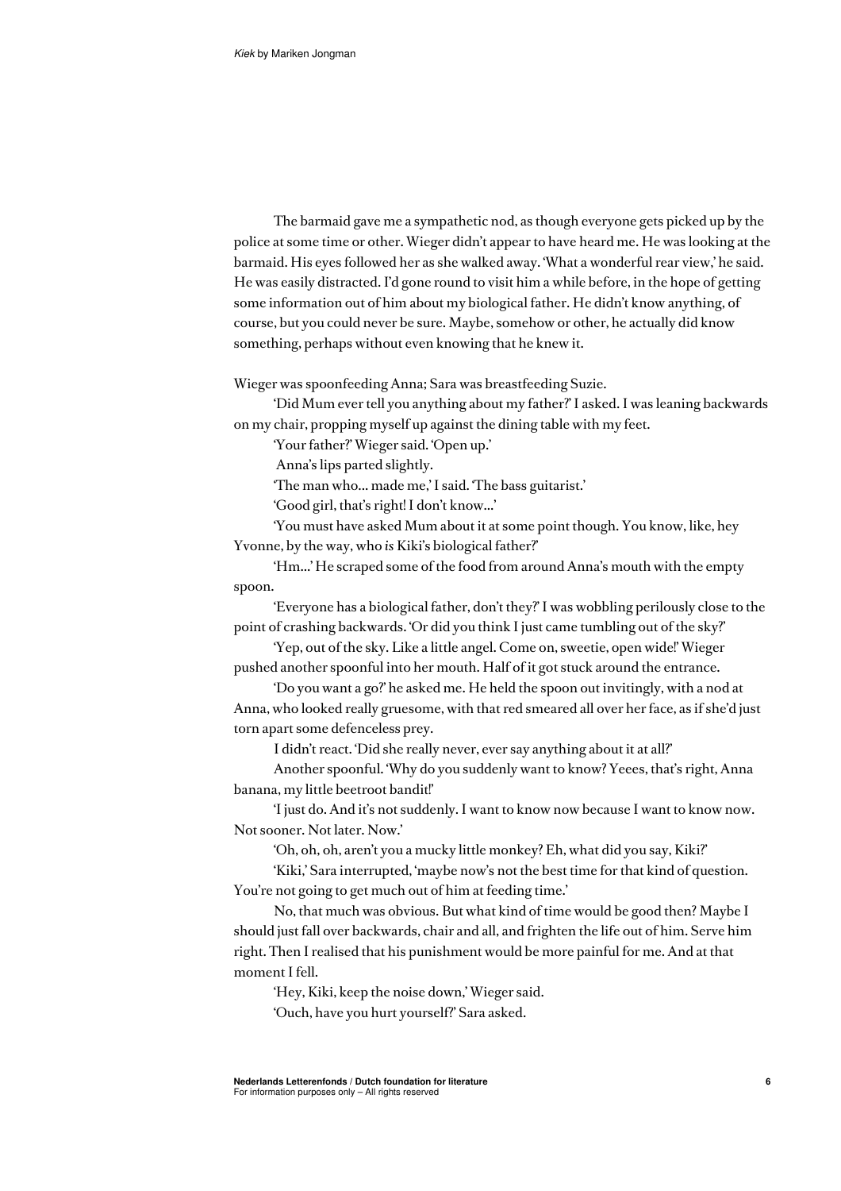The barmaid gave me a sympathetic nod, as though everyone gets picked up by the police at some time or other. Wieger didn't appear to have heard me. He was looking at the barmaid. His eyes followed her as she walked away. 'What a wonderful rear view,' he said. He was easily distracted. I'd gone round to visit him a while before, in the hope of getting some information out of him about my biological father. He didn't know anything, of course, but you could never be sure. Maybe, somehow or other, he actually did know something, perhaps without even knowing that he knew it.

Wieger was spoonfeeding Anna; Sara was breastfeeding Suzie.

'Did Mum ever tell you anything about my father?' I asked. I was leaning backwards on my chair, propping myself up against the dining table with my feet.

'Your father?' Wieger said. 'Open up.'

Anna's lips parted slightly.

'The man who... made me,' I said. 'The bass guitarist.'

'Good girl, that's right! I don't know...'

'You must have asked Mum about it at some point though. You know, like, hey Yvonne, by the way, who *is* Kiki's biological father?'

'Hm...' He scraped some of the food from around Anna's mouth with the empty spoon.

'Everyone has a biological father, don't they?' I was wobbling perilously close to the point of crashing backwards. 'Or did you think I just came tumbling out of the sky?'

'Yep, out of the sky. Like a little angel. Come on, sweetie, open wide!' Wieger pushed another spoonful into her mouth. Half of it got stuck around the entrance.

'Do you want a go?' he asked me. He held the spoon out invitingly, with a nod at Anna, who looked really gruesome, with that red smeared all over her face, as if she'd just torn apart some defenceless prey.

I didn't react. 'Did she really never, ever say anything about it at all?'

Another spoonful. 'Why do you suddenly want to know? Yeees, that's right, Anna banana, my little beetroot bandit!'

'I just do. And it's not suddenly. I want to know now because I want to know now. Not sooner. Not later. Now.'

'Oh, oh, oh, aren't you a mucky little monkey? Eh, what did you say, Kiki?'

'Kiki,' Sara interrupted, 'maybe now's not the best time for that kind of question. You're not going to get much out of him at feeding time.'

No, that much was obvious. But what kind of time would be good then? Maybe I should just fall over backwards, chair and all, and frighten the life out of him. Serve him right. Then I realised that his punishment would be more painful for me. And at that moment I fell.

'Hey, Kiki, keep the noise down,' Wieger said.

'Ouch, have you hurt yourself?' Sara asked.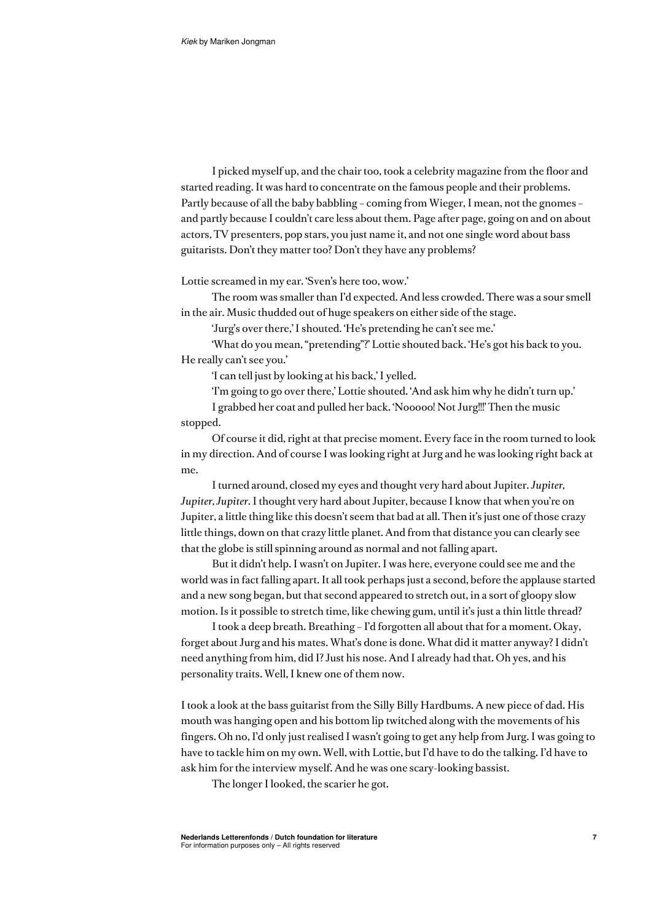I picked myself up, and the chair too, took a celebrity magazine from the floor and started reading. It was hard to concentrate on the famous people and their problems. Partly because of all the baby babbling – coming from Wieger, I mean, not the gnomes – and partly because I couldn't care less about them. Page after page, going on and on about actors, TV presenters, pop stars, you just name it, and not one single word about bass guitarists. Don't they matter too? Don't they have any problems?

Lottie screamed in my ear. 'Sven's here too, wow.'

The room was smaller than I'd expected. And less crowded. There was a sour smell in the air. Music thudded out of huge speakers on either side of the stage.

'Jurg's over there,' I shouted. 'He's pretending he can't see me.'

'What do you mean, "pretending"?' Lottie shouted back. 'He's got his back to you. He really can't see you.'

'I can tell just by looking at his back,' I yelled.

'I'm going to go over there,' Lottie shouted. 'And ask him why he didn't turn up.'

I grabbed her coat and pulled her back. 'Nooooo! Not Jurg!!!' Then the music stopped.

Of course it did, right at that precise moment. Every face in the room turned to look in my direction. And of course I was looking right at Jurg and he was looking right back at me.

I turned around, closed my eyes and thought very hard about Jupiter. *Jupiter, Jupiter, Jupiter.* I thought very hard about Jupiter, because I know that when you're on Jupiter, a little thing like this doesn't seem that bad at all. Then it's just one of those crazy little things, down on that crazy little planet. And from that distance you can clearly see that the globe is still spinning around as normal and not falling apart.

But it didn't help. I wasn't on Jupiter. I was here, everyone could see me and the world was in fact falling apart. It all took perhaps just a second, before the applause started and a new song began, but that second appeared to stretch out, in a sort of gloopy slow motion. Is it possible to stretch time, like chewing gum, until it's just a thin little thread?

I took a deep breath. Breathing – I'd forgotten all about that for a moment. Okay, forget about Jurg and his mates. What's done is done. What did it matter anyway? I didn't need anything from him, did I? Just his nose. And I already had that. Oh yes, and his personality traits. Well, I knew one of them now.

I took a look at the bass guitarist from the Silly Billy Hardbums. A new piece of dad. His mouth was hanging open and his bottom lip twitched along with the movements of his fingers. Oh no, I'd only just realised I wasn't going to get any help from Jurg. I was going to have to tackle him on my own. Well, with Lottie, but I'd have to do the talking. I'd have to ask him for the interview myself. And he was one scary-looking bassist.

The longer I looked, the scarier he got.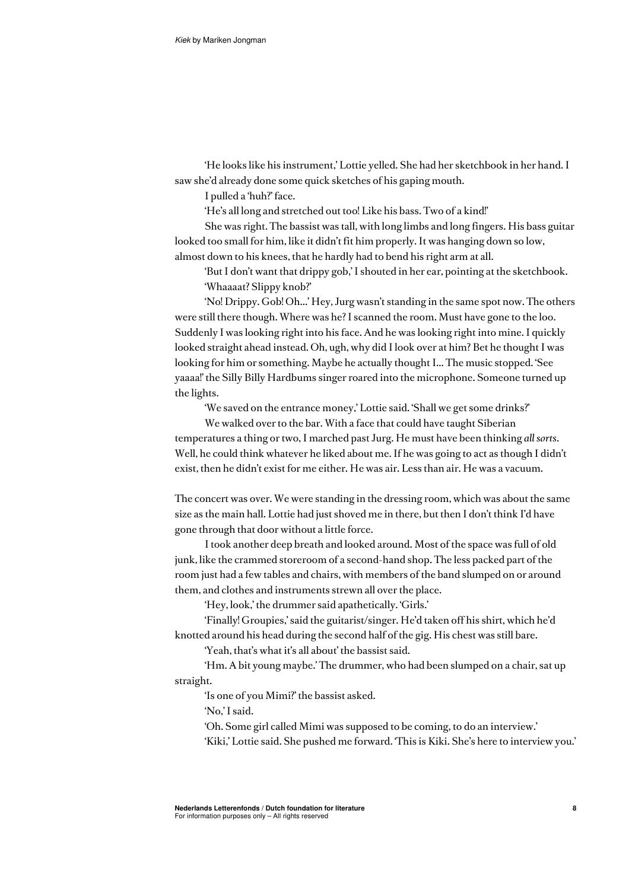'He looks like his instrument,' Lottie yelled. She had her sketchbook in her hand. I saw she'd already done some quick sketches of his gaping mouth.

I pulled a 'huh?' face.

'He's all long and stretched out too! Like his bass. Two of a kind!'

She was right. The bassist was tall, with long limbs and long fingers. His bass guitar looked too small for him, like it didn't fit him properly. It was hanging down so low, almost down to his knees, that he hardly had to bend his right arm at all.

'But I don't want that drippy gob,' I shouted in her ear, pointing at the sketchbook.

'Whaaaat? Slippy knob?'

'No! Drippy. Gob! Oh...' Hey, Jurg wasn't standing in the same spot now. The others were still there though. Where was he? I scanned the room. Must have gone to the loo. Suddenly I was looking right into his face. And he was looking right into mine. I quickly looked straight ahead instead. Oh, ugh, why did I look over at him? Bet he thought I was looking for him or something. Maybe he actually thought I... The music stopped. 'See yaaaa!' the Silly Billy Hardbums singer roared into the microphone. Someone turned up the lights.

'We saved on the entrance money,' Lottie said. 'Shall we get some drinks?'

We walked over to the bar. With a face that could have taught Siberian temperatures a thing or two, I marched past Jurg. He must have been thinking *all sorts*. Well, he could think whatever he liked about me. If he was going to act as though I didn't exist, then he didn't exist for me either. He was air. Less than air. He was a vacuum.

The concert was over. We were standing in the dressing room, which was about the same size as the main hall. Lottie had just shoved me in there, but then I don't think I'd have gone through that door without a little force.

I took another deep breath and looked around. Most of the space was full of old junk, like the crammed storeroom of a second-hand shop. The less packed part of the room just had a few tables and chairs, with members of the band slumped on or around them, and clothes and instruments strewn all over the place.

'Hey, look,' the drummer said apathetically. 'Girls.'

'Finally! Groupies,' said the guitarist/singer. He'd taken off his shirt, which he'd knotted around his head during the second half of the gig. His chest was still bare.

'Yeah, that's what it's all about' the bassist said.

'Hm. A bit young maybe.' The drummer, who had been slumped on a chair, sat up straight.

'Is one of you Mimi?' the bassist asked.

'No,' I said.

'Oh. Some girl called Mimi was supposed to be coming, to do an interview.'

'Kiki,' Lottie said. She pushed me forward. 'This is Kiki. She's here to interview you.'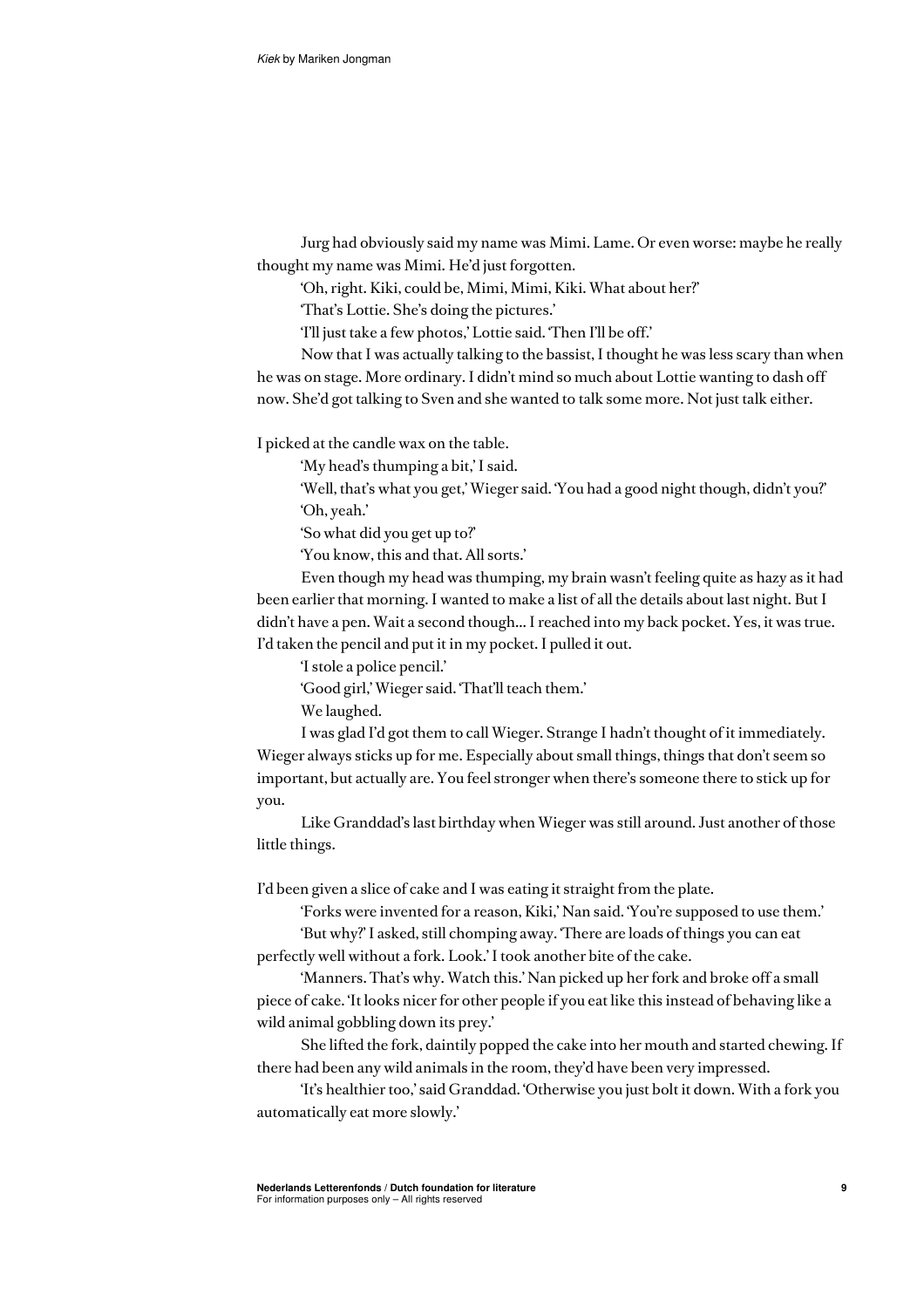Jurg had obviously said my name was Mimi. Lame. Or even worse: maybe he really thought my name was Mimi. He'd just forgotten.

'Oh, right. Kiki, could be, Mimi, Mimi, Kiki. What about her?'

'That's Lottie. She's doing the pictures.'

'I'll just take a few photos,' Lottie said. 'Then I'll be off.'

Now that I was actually talking to the bassist, I thought he was less scary than when he was on stage. More ordinary. I didn't mind so much about Lottie wanting to dash off now. She'd got talking to Sven and she wanted to talk some more. Not just talk either.

I picked at the candle wax on the table.

'My head's thumping a bit,' I said.

'Well, that's what you get,' Wieger said. 'You had a good night though, didn't you?'

'Oh, yeah.'

'So what did you get up to?'

'You know, this and that. All sorts.'

Even though my head was thumping, my brain wasn't feeling quite as hazy as it had been earlier that morning. I wanted to make a list of all the details about last night. But I didn't have a pen. Wait a second though... I reached into my back pocket. Yes, it was true. I'd taken the pencil and put it in my pocket. I pulled it out.

'I stole a police pencil.'

'Good girl,' Wieger said. 'That'll teach them.'

We laughed.

I was glad I'd got them to call Wieger. Strange I hadn't thought of it immediately. Wieger always sticks up for me. Especially about small things, things that don't seem so important, but actually are. You feel stronger when there's someone there to stick up for you.

Like Granddad's last birthday when Wieger was still around. Just another of those little things.

I'd been given a slice of cake and I was eating it straight from the plate.

'Forks were invented for a reason, Kiki,' Nan said. 'You're supposed to use them.'

'But why?' I asked, still chomping away. 'There are loads of things you can eat perfectly well without a fork. Look.' I took another bite of the cake.

'Manners. That's why. Watch this.' Nan picked up her fork and broke off a small piece of cake. 'It looks nicer for other people if you eat like this instead of behaving like a wild animal gobbling down its prey.'

She lifted the fork, daintily popped the cake into her mouth and started chewing. If there had been any wild animals in the room, they'd have been very impressed.

'It's healthier too,' said Granddad. 'Otherwise you just bolt it down. With a fork you automatically eat more slowly.'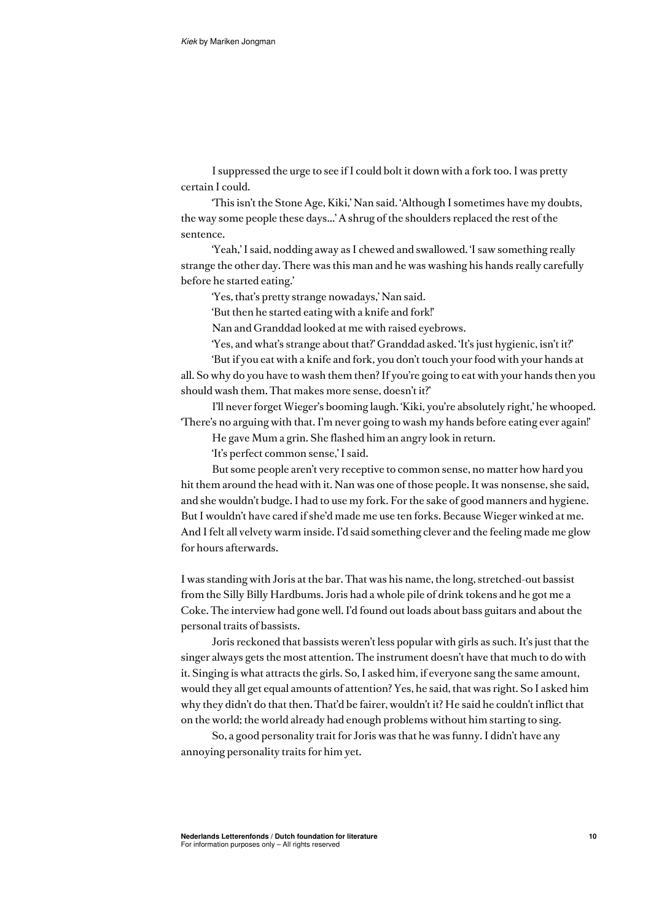I suppressed the urge to see if I could bolt it down with a fork too. I was pretty certain I could.

'This isn't the Stone Age, Kiki,' Nan said. 'Although I sometimes have my doubts, the way some people these days...' A shrug of the shoulders replaced the rest of the sentence.

'Yeah,' I said, nodding away as I chewed and swallowed. 'I saw something really strange the other day. There was this man and he was washing his hands really carefully before he started eating.'

'Yes, that's pretty strange nowadays,' Nan said.

'But then he started eating with a knife and fork!'

Nan and Granddad looked at me with raised eyebrows.

'Yes, and what's strange about that?' Granddad asked. 'It's just hygienic, isn't it?'

'But if you eat with a knife and fork, you don't touch your food with your hands at all. So why do you have to wash them then? If you're going to eat with your hands then you should wash them. That makes more sense, doesn't it?'

I'll never forget Wieger's booming laugh. 'Kiki, you're absolutely right,' he whooped. 'There's no arguing with that. I'm never going to wash my hands before eating ever again!'

He gave Mum a grin. She flashed him an angry look in return.

'It's perfect common sense,' I said.

But some people aren't very receptive to common sense, no matter how hard you hit them around the head with it. Nan was one of those people. It was nonsense, she said, and she wouldn't budge. I had to use my fork. For the sake of good manners and hygiene. But I wouldn't have cared if she'd made me use ten forks. Because Wieger winked at me. And I felt all velvety warm inside. I'd said something clever and the feeling made me glow for hours afterwards.

I was standing with Joris at the bar. That was his name, the long, stretched-out bassist from the Silly Billy Hardbums. Joris had a whole pile of drink tokens and he got me a Coke. The interview had gone well. I'd found out loads about bass guitars and about the personal traits of bassists.

Joris reckoned that bassists weren't less popular with girls as such. It's just that the singer always gets the most attention. The instrument doesn't have that much to do with it. Singing is what attracts the girls. So, I asked him, if everyone sang the same amount, would they all get equal amounts of attention? Yes, he said, that was right. So I asked him why they didn't do that then. That'd be fairer, wouldn't it? He said he couldn't inflict that on the world; the world already had enough problems without him starting to sing.

So, a good personality trait for Joris was that he was funny. I didn't have any annoying personality traits for him yet.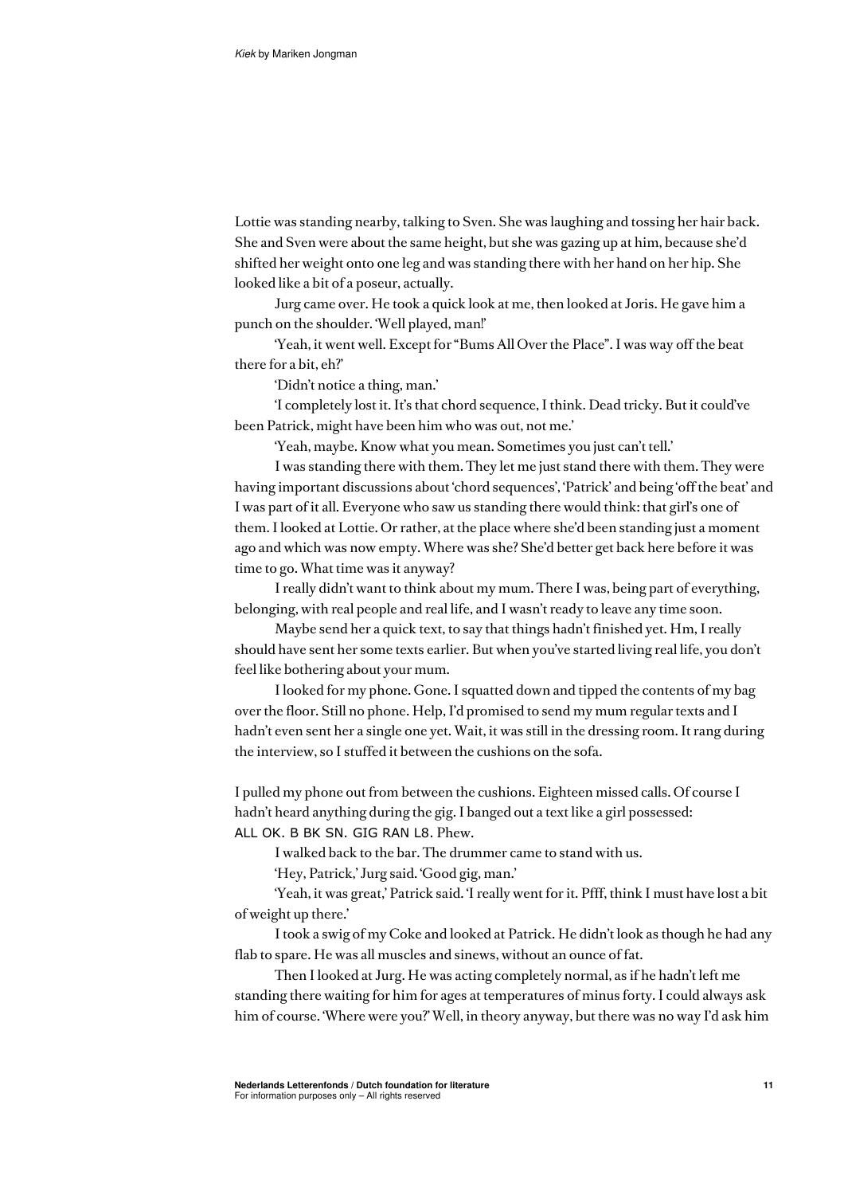Lottie was standing nearby, talking to Sven. She was laughing and tossing her hair back. She and Sven were about the same height, but she was gazing up at him, because she'd shifted her weight onto one leg and was standing there with her hand on her hip. She looked like a bit of a poseur, actually.

Jurg came over. He took a quick look at me, then looked at Joris. He gave him a punch on the shoulder. 'Well played, man!'

'Yeah, it went well. Except for "Bums All Over the Place". I was way off the beat there for a bit, eh?'

'Didn't notice a thing, man.'

'I completely lost it. It's that chord sequence, I think. Dead tricky. But it could've been Patrick, might have been him who was out, not me.'

'Yeah, maybe. Know what you mean. Sometimes you just can't tell.'

I was standing there with them. They let me just stand there with them. They were having important discussions about 'chord sequences', 'Patrick' and being 'off the beat' and I was part of it all. Everyone who saw us standing there would think: that girl's one of them. I looked at Lottie. Or rather, at the place where she'd been standing just a moment ago and which was now empty. Where was she? She'd better get back here before it was time to go. What time was it anyway?

I really didn't want to think about my mum. There I was, being part of everything, belonging, with real people and real life, and I wasn't ready to leave any time soon.

Maybe send her a quick text, to say that things hadn't finished yet. Hm, I really should have sent her some texts earlier. But when you've started living real life, you don't feel like bothering about your mum.

I looked for my phone. Gone. I squatted down and tipped the contents of my bag over the floor. Still no phone. Help, I'd promised to send my mum regular texts and I hadn't even sent her a single one yet. Wait, it was still in the dressing room. It rang during the interview, so I stuffed it between the cushions on the sofa.

I pulled my phone out from between the cushions. Eighteen missed calls. Of course I hadn't heard anything during the gig. I banged out a text like a girl possessed: ALL OK. B BK SN. GIG RAN L8. Phew.

I walked back to the bar. The drummer came to stand with us.

'Hey, Patrick,' Jurg said. 'Good gig, man.'

'Yeah, it was great,' Patrick said. 'I really went for it. Pfff, think I must have lost a bit of weight up there.'

I took a swig of my Coke and looked at Patrick. He didn't look as though he had any flab to spare. He was all muscles and sinews, without an ounce of fat.

Then I looked at Jurg. He was acting completely normal, as if he hadn't left me standing there waiting for him for ages at temperatures of minus forty. I could always ask him of course. 'Where were you?' Well, in theory anyway, but there was no way I'd ask him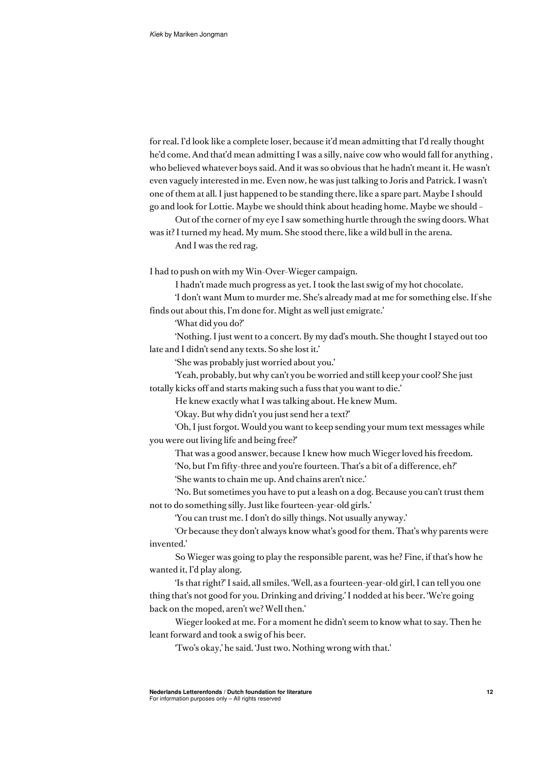for real. I'd look like a complete loser, because it'd mean admitting that I'd really thought he'd come. And that'd mean admitting I was a silly, naive cow who would fall for anything , who believed whatever boys said. And it was so obvious that he hadn't meant it. He wasn't even vaguely interested in me. Even now, he was just talking to Joris and Patrick. I wasn't one of them at all. I just happened to be standing there, like a spare part. Maybe I should go and look for Lottie. Maybe we should think about heading home. Maybe we should –

Out of the corner of my eye I saw something hurtle through the swing doors. What was it? I turned my head. My mum. She stood there, like a wild bull in the arena.

And I was the red rag.

I had to push on with my Win-Over-Wieger campaign.

I hadn't made much progress as yet. I took the last swig of my hot chocolate.

'I don't want Mum to murder me. She's already mad at me for something else. If she finds out about this, I'm done for. Might as well just emigrate.'

'What did you do?'

'Nothing. I just went to a concert. By my dad's mouth. She thought I stayed out too late and I didn't send any texts. So she lost it.'

'She was probably just worried about you.'

'Yeah, probably, but why can't you be worried and still keep your cool? She just totally kicks off and starts making such a fuss that you want to die.'

He knew exactly what I was talking about. He knew Mum.

'Okay. But why didn't you just send her a text?'

'Oh, I just forgot. Would you want to keep sending your mum text messages while you were out living life and being free?'

That was a good answer, because I knew how much Wieger loved his freedom.

'No, but I'm fifty-three and you're fourteen. That's a bit of a difference, eh?'

'She wants to chain me up. And chains aren't nice.'

'No. But sometimes you have to put a leash on a dog. Because you can't trust them not to do something silly. Just like fourteen-year-old girls.'

'You can trust me. I don't do silly things. Not usually anyway.'

'Or because they don't always know what's good for them. That's why parents were invented.'

So Wieger was going to play the responsible parent, was he? Fine, if that's how he wanted it, I'd play along.

'Is that right?' I said, all smiles. 'Well, as a fourteen-year-old girl, I can tell you one thing that's not good for you. Drinking and driving.' I nodded at his beer. 'We're going back on the moped, aren't we? Well then.'

Wieger looked at me. For a moment he didn't seem to know what to say. Then he leant forward and took a swig of his beer.

'Two's okay,' he said. 'Just two. Nothing wrong with that.'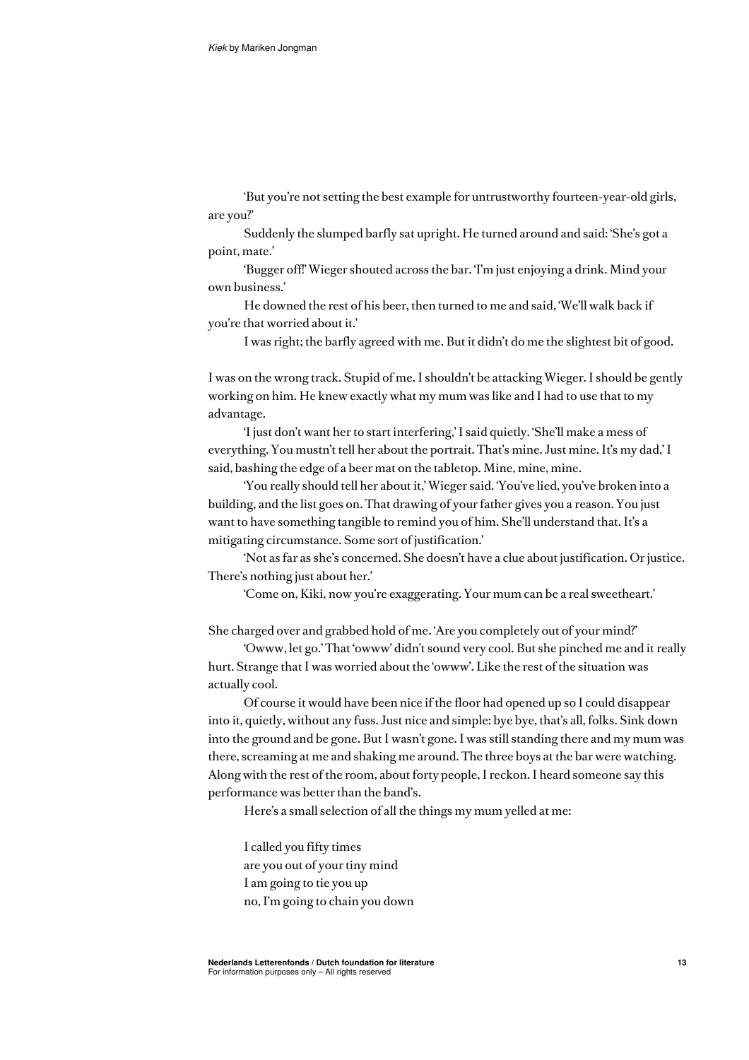'But you're not setting the best example for untrustworthy fourteen-year-old girls, are you?'

Suddenly the slumped barfly sat upright. He turned around and said: 'She's got a point, mate.'

'Bugger off!' Wieger shouted across the bar. 'I'm just enjoying a drink. Mind your own business.'

He downed the rest of his beer, then turned to me and said, 'We'll walk back if you're that worried about it.'

I was right; the barfly agreed with me. But it didn't do me the slightest bit of good.

I was on the wrong track. Stupid of me. I shouldn't be attacking Wieger. I should be gently working on him. He knew exactly what my mum was like and I had to use that to my advantage.

'I just don't want her to start interfering,' I said quietly. 'She'll make a mess of everything. You mustn't tell her about the portrait. That's mine. Just mine. It's my dad,' I said, bashing the edge of a beer mat on the tabletop. Mine, mine, mine.

'You really should tell her about it,' Wieger said. 'You've lied, you've broken into a building, and the list goes on. That drawing of your father gives you a reason. You just want to have something tangible to remind you of him. She'll understand that. It's a mitigating circumstance. Some sort of justification.'

'Not as far as she's concerned. She doesn't have a clue about justification. Or justice. There's nothing just about her.'

'Come on, Kiki, now you're exaggerating. Your mum can be a real sweetheart.'

She charged over and grabbed hold of me. 'Are you completely out of your mind?'

'Owww, let go.' That 'owww' didn't sound very cool. But she pinched me and it really hurt. Strange that I was worried about the 'owww'. Like the rest of the situation was actually cool.

Of course it would have been nice if the floor had opened up so I could disappear into it, quietly, without any fuss. Just nice and simple: bye bye, that's all, folks. Sink down into the ground and be gone. But I wasn't gone. I was still standing there and my mum was there, screaming at me and shaking me around. The three boys at the bar were watching. Along with the rest of the room, about forty people, I reckon. I heard someone say this performance was better than the band's.

Here's a small selection of all the things my mum yelled at me:

I called you fifty times  
are you out of your tiny mind  
I am going to tie you up  
no, I'm going to chain you down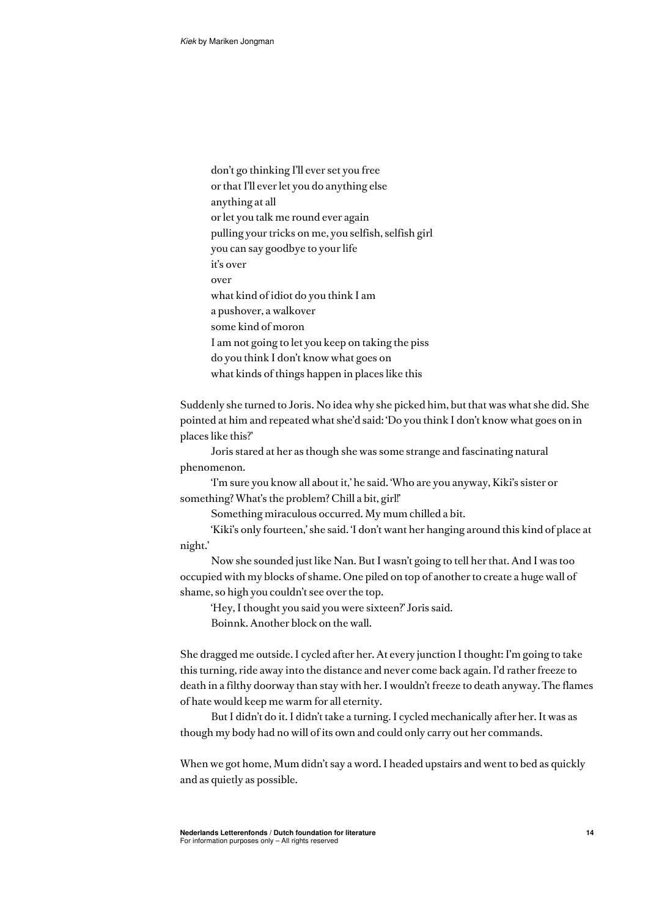don't go thinking I'll ever set you free  
or that I'll ever let you do anything else  
anything at all  
or let you talk me round ever again  
pulling your tricks on me, you selfish, selfish girl  
you can say goodbye to your life  
it's over  
over  
what kind of idiot do you think I am  
a pushover, a walkover  
some kind of moron  
I am not going to let you keep on taking the piss  
do you think I don't know what goes on  
what kinds of things happen in places like this

Suddenly she turned to Joris. No idea why she picked him, but that was what she did. She pointed at him and repeated what she'd said: 'Do you think I don't know what goes on in places like this?'

Joris stared at her as though she was some strange and fascinating natural phenomenon.

'I'm sure you know all about it,' he said. 'Who are you anyway, Kiki's sister or something? What's the problem? Chill a bit, girl!'

Something miraculous occurred. My mum chilled a bit.

'Kiki's only fourteen,' she said. 'I don't want her hanging around this kind of place at night.'

Now she sounded just like Nan. But I wasn't going to tell her that. And I was too occupied with my blocks of shame. One piled on top of another to create a huge wall of shame, so high you couldn't see over the top.

'Hey, I thought you said you were sixteen?' Joris said.

Boinnk. Another block on the wall.

She dragged me outside. I cycled after her. At every junction I thought: I'm going to take this turning, ride away into the distance and never come back again. I'd rather freeze to death in a filthy doorway than stay with her. I wouldn't freeze to death anyway. The flames of hate would keep me warm for all eternity.

But I didn't do it. I didn't take a turning. I cycled mechanically after her. It was as though my body had no will of its own and could only carry out her commands.

When we got home, Mum didn't say a word. I headed upstairs and went to bed as quickly and as quietly as possible.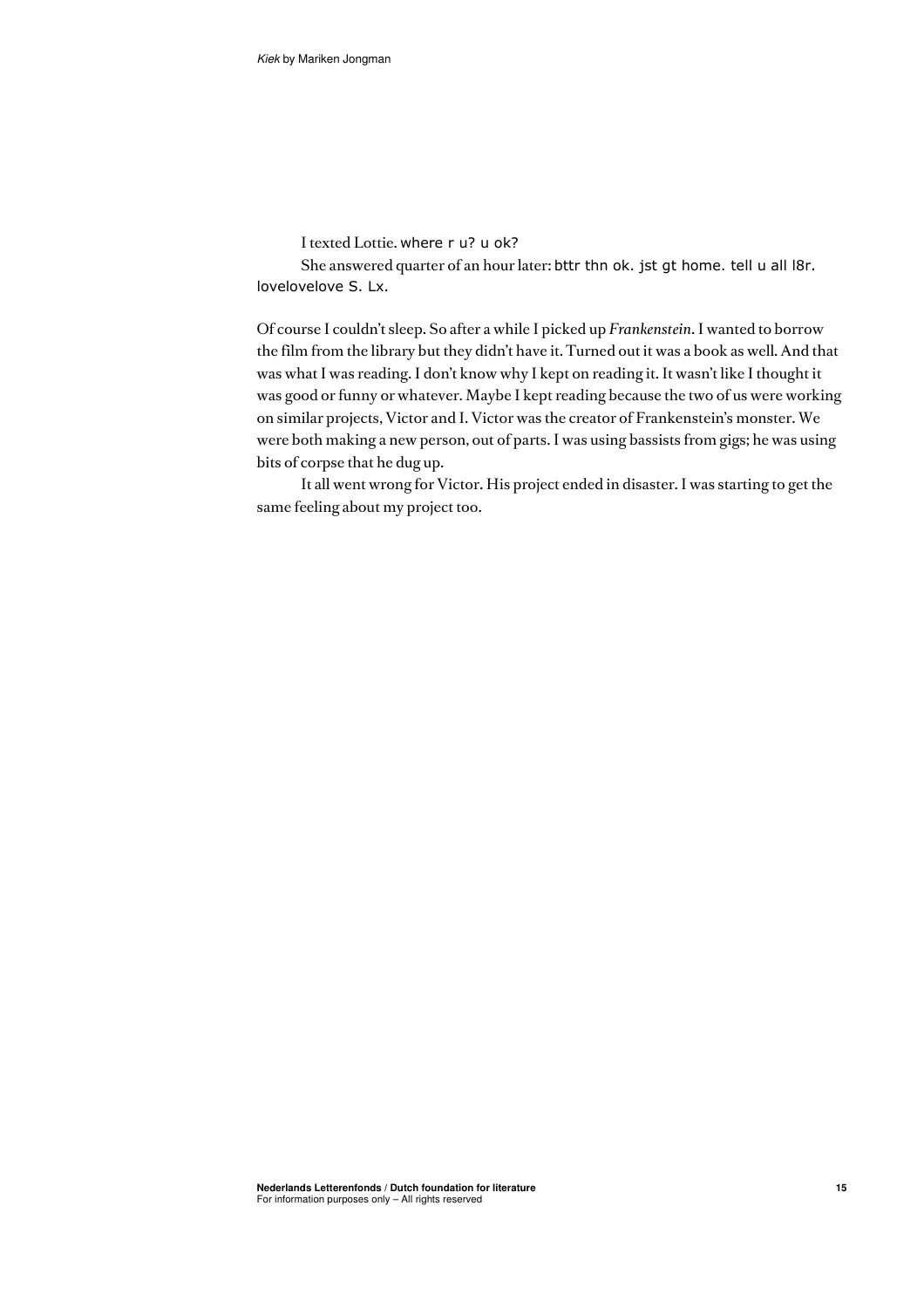I texted Lottie. where r u? u ok?

She answered quarter of an hour later: bttr thn ok. jst gt home. tell u all l8r. lovelovelove S. Lx.

Of course I couldn't sleep. So after a while I picked up *Frankenstein*. I wanted to borrow the film from the library but they didn't have it. Turned out it was a book as well. And that was what I was reading. I don't know why I kept on reading it. It wasn't like I thought it was good or funny or whatever. Maybe I kept reading because the two of us were working on similar projects, Victor and I. Victor was the creator of Frankenstein's monster. We were both making a new person, out of parts. I was using bassists from gigs; he was using bits of corpse that he dug up.

It all went wrong for Victor. His project ended in disaster. I was starting to get the same feeling about my project too.